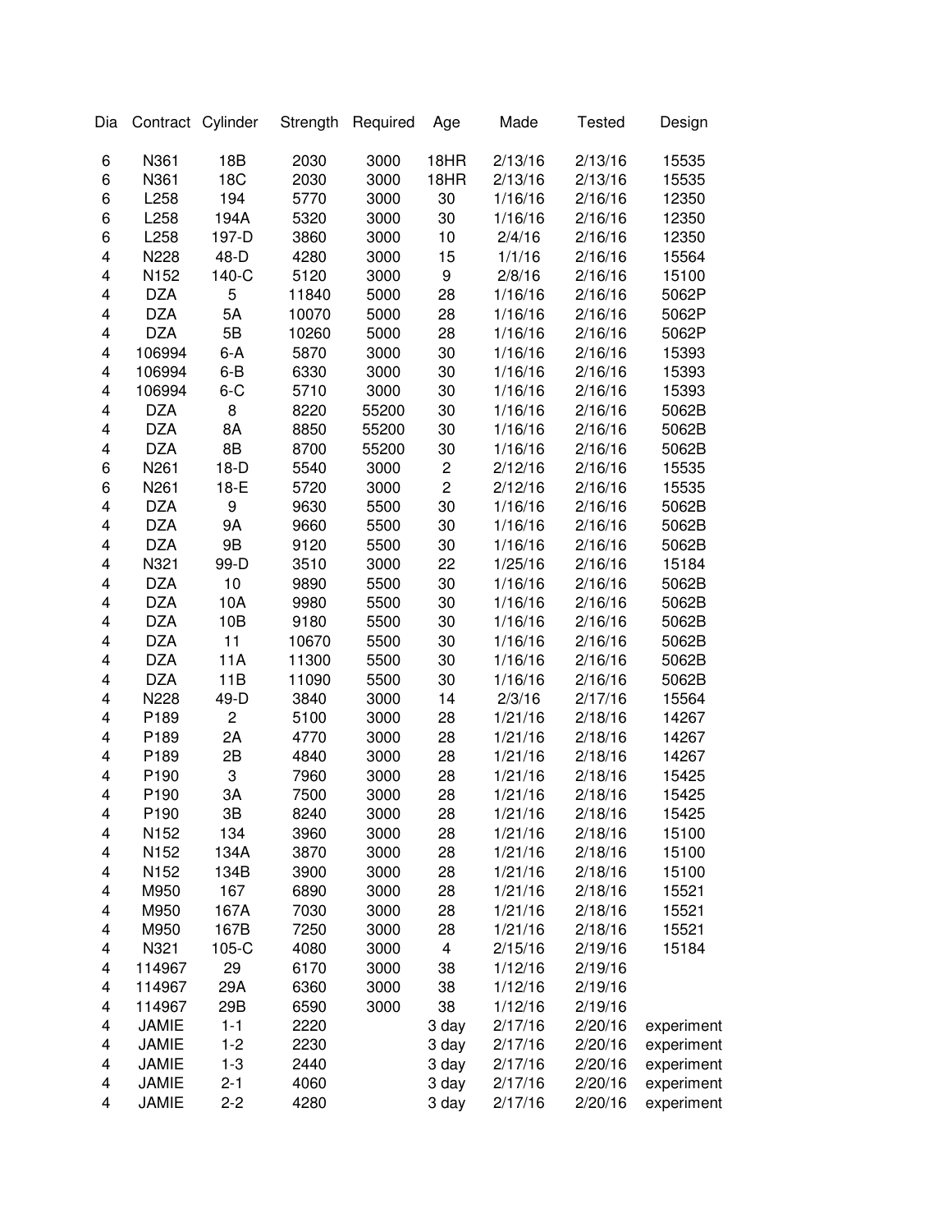| Dia | Contract | Cylinder | Strength | Required | Age | Made | Tested | Design |
|---|---|---|---|---|---|---|---|---|
| 6 | N361 | 18B | 2030 | 3000 | 18HR | 2/13/16 | 2/13/16 | 15535 |
| 6 | N361 | 18C | 2030 | 3000 | 18HR | 2/13/16 | 2/13/16 | 15535 |
| 6 | L258 | 194 | 5770 | 3000 | 30 | 1/16/16 | 2/16/16 | 12350 |
| 6 | L258 | 194A | 5320 | 3000 | 30 | 1/16/16 | 2/16/16 | 12350 |
| 6 | L258 | 197-D | 3860 | 3000 | 10 | 2/4/16 | 2/16/16 | 12350 |
| 4 | N228 | 48-D | 4280 | 3000 | 15 | 1/1/16 | 2/16/16 | 15564 |
| 4 | N152 | 140-C | 5120 | 3000 | 9 | 2/8/16 | 2/16/16 | 15100 |
| 4 | DZA | 5 | 11840 | 5000 | 28 | 1/16/16 | 2/16/16 | 5062P |
| 4 | DZA | 5A | 10070 | 5000 | 28 | 1/16/16 | 2/16/16 | 5062P |
| 4 | DZA | 5B | 10260 | 5000 | 28 | 1/16/16 | 2/16/16 | 5062P |
| 4 | 106994 | 6-A | 5870 | 3000 | 30 | 1/16/16 | 2/16/16 | 15393 |
| 4 | 106994 | 6-B | 6330 | 3000 | 30 | 1/16/16 | 2/16/16 | 15393 |
| 4 | 106994 | 6-C | 5710 | 3000 | 30 | 1/16/16 | 2/16/16 | 15393 |
| 4 | DZA | 8 | 8220 | 55200 | 30 | 1/16/16 | 2/16/16 | 5062B |
| 4 | DZA | 8A | 8850 | 55200 | 30 | 1/16/16 | 2/16/16 | 5062B |
| 4 | DZA | 8B | 8700 | 55200 | 30 | 1/16/16 | 2/16/16 | 5062B |
| 6 | N261 | 18-D | 5540 | 3000 | 2 | 2/12/16 | 2/16/16 | 15535 |
| 6 | N261 | 18-E | 5720 | 3000 | 2 | 2/12/16 | 2/16/16 | 15535 |
| 4 | DZA | 9 | 9630 | 5500 | 30 | 1/16/16 | 2/16/16 | 5062B |
| 4 | DZA | 9A | 9660 | 5500 | 30 | 1/16/16 | 2/16/16 | 5062B |
| 4 | DZA | 9B | 9120 | 5500 | 30 | 1/16/16 | 2/16/16 | 5062B |
| 4 | N321 | 99-D | 3510 | 3000 | 22 | 1/25/16 | 2/16/16 | 15184 |
| 4 | DZA | 10 | 9890 | 5500 | 30 | 1/16/16 | 2/16/16 | 5062B |
| 4 | DZA | 10A | 9980 | 5500 | 30 | 1/16/16 | 2/16/16 | 5062B |
| 4 | DZA | 10B | 9180 | 5500 | 30 | 1/16/16 | 2/16/16 | 5062B |
| 4 | DZA | 11 | 10670 | 5500 | 30 | 1/16/16 | 2/16/16 | 5062B |
| 4 | DZA | 11A | 11300 | 5500 | 30 | 1/16/16 | 2/16/16 | 5062B |
| 4 | DZA | 11B | 11090 | 5500 | 30 | 1/16/16 | 2/16/16 | 5062B |
| 4 | N228 | 49-D | 3840 | 3000 | 14 | 2/3/16 | 2/17/16 | 15564 |
| 4 | P189 | 2 | 5100 | 3000 | 28 | 1/21/16 | 2/18/16 | 14267 |
| 4 | P189 | 2A | 4770 | 3000 | 28 | 1/21/16 | 2/18/16 | 14267 |
| 4 | P189 | 2B | 4840 | 3000 | 28 | 1/21/16 | 2/18/16 | 14267 |
| 4 | P190 | 3 | 7960 | 3000 | 28 | 1/21/16 | 2/18/16 | 15425 |
| 4 | P190 | 3A | 7500 | 3000 | 28 | 1/21/16 | 2/18/16 | 15425 |
| 4 | P190 | 3B | 8240 | 3000 | 28 | 1/21/16 | 2/18/16 | 15425 |
| 4 | N152 | 134 | 3960 | 3000 | 28 | 1/21/16 | 2/18/16 | 15100 |
| 4 | N152 | 134A | 3870 | 3000 | 28 | 1/21/16 | 2/18/16 | 15100 |
| 4 | N152 | 134B | 3900 | 3000 | 28 | 1/21/16 | 2/18/16 | 15100 |
| 4 | M950 | 167 | 6890 | 3000 | 28 | 1/21/16 | 2/18/16 | 15521 |
| 4 | M950 | 167A | 7030 | 3000 | 28 | 1/21/16 | 2/18/16 | 15521 |
| 4 | M950 | 167B | 7250 | 3000 | 28 | 1/21/16 | 2/18/16 | 15521 |
| 4 | N321 | 105-C | 4080 | 3000 | 4 | 2/15/16 | 2/19/16 | 15184 |
| 4 | 114967 | 29 | 6170 | 3000 | 38 | 1/12/16 | 2/19/16 | |
| 4 | 114967 | 29A | 6360 | 3000 | 38 | 1/12/16 | 2/19/16 | |
| 4 | 114967 | 29B | 6590 | 3000 | 38 | 1/12/16 | 2/19/16 | |
| 4 | JAMIE | 1-1 | 2220 | | 3 day | 2/17/16 | 2/20/16 | experiment |
| 4 | JAMIE | 1-2 | 2230 | | 3 day | 2/17/16 | 2/20/16 | experiment |
| 4 | JAMIE | 1-3 | 2440 | | 3 day | 2/17/16 | 2/20/16 | experiment |
| 4 | JAMIE | 2-1 | 4060 | | 3 day | 2/17/16 | 2/20/16 | experiment |
| 4 | JAMIE | 2-2 | 4280 | | 3 day | 2/17/16 | 2/20/16 | experiment |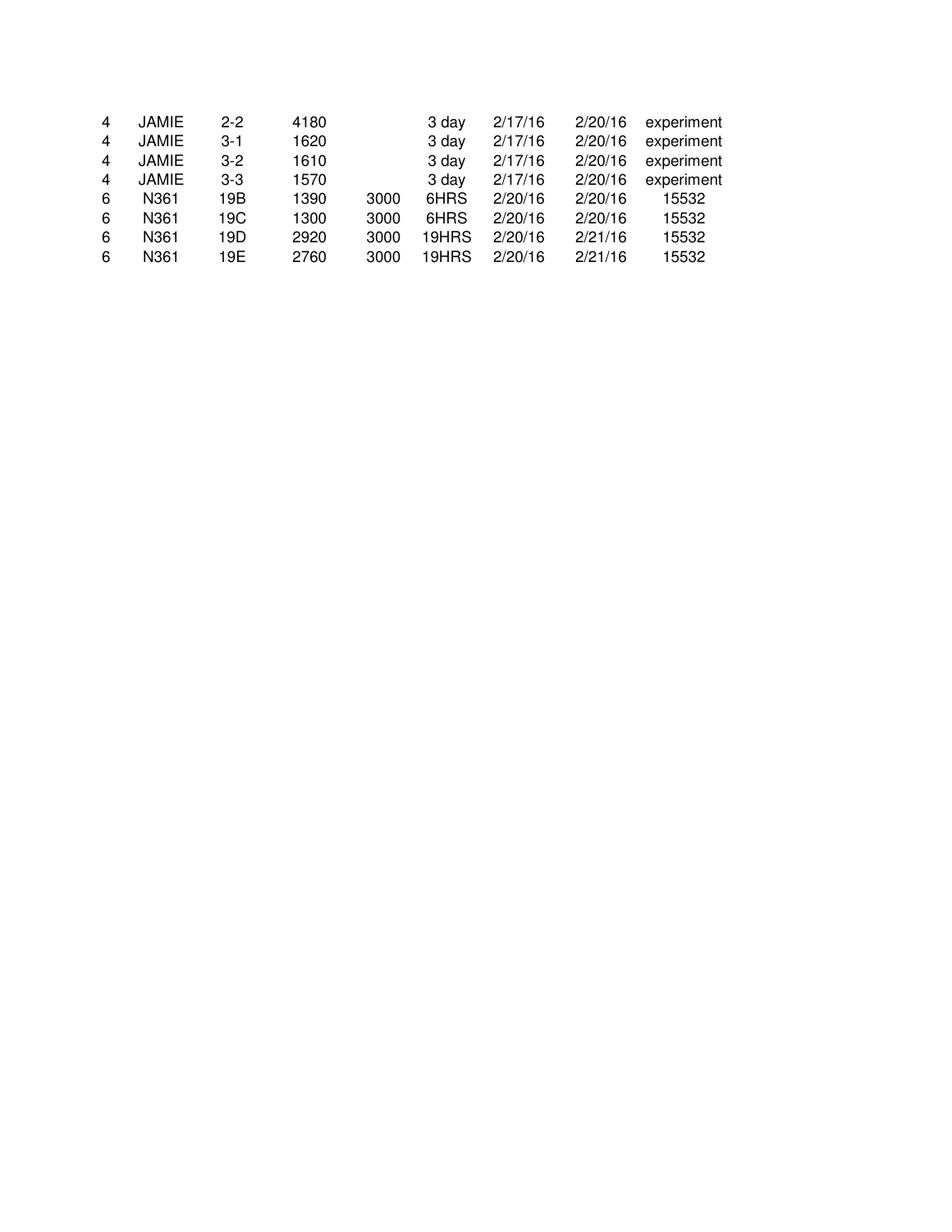| | | | | | | | | |
|---|---|---|---|---|---|---|---|---|
| 4 | JAMIE | 2-2 | 4180 | | 3 day | 2/17/16 | 2/20/16 | experiment |
| 4 | JAMIE | 3-1 | 1620 | | 3 day | 2/17/16 | 2/20/16 | experiment |
| 4 | JAMIE | 3-2 | 1610 | | 3 day | 2/17/16 | 2/20/16 | experiment |
| 4 | JAMIE | 3-3 | 1570 | | 3 day | 2/17/16 | 2/20/16 | experiment |
| 6 | N361 | 19B | 1390 | 3000 | 6HRS | 2/20/16 | 2/20/16 | 15532 |
| 6 | N361 | 19C | 1300 | 3000 | 6HRS | 2/20/16 | 2/20/16 | 15532 |
| 6 | N361 | 19D | 2920 | 3000 | 19HRS | 2/20/16 | 2/21/16 | 15532 |
| 6 | N361 | 19E | 2760 | 3000 | 19HRS | 2/20/16 | 2/21/16 | 15532 |